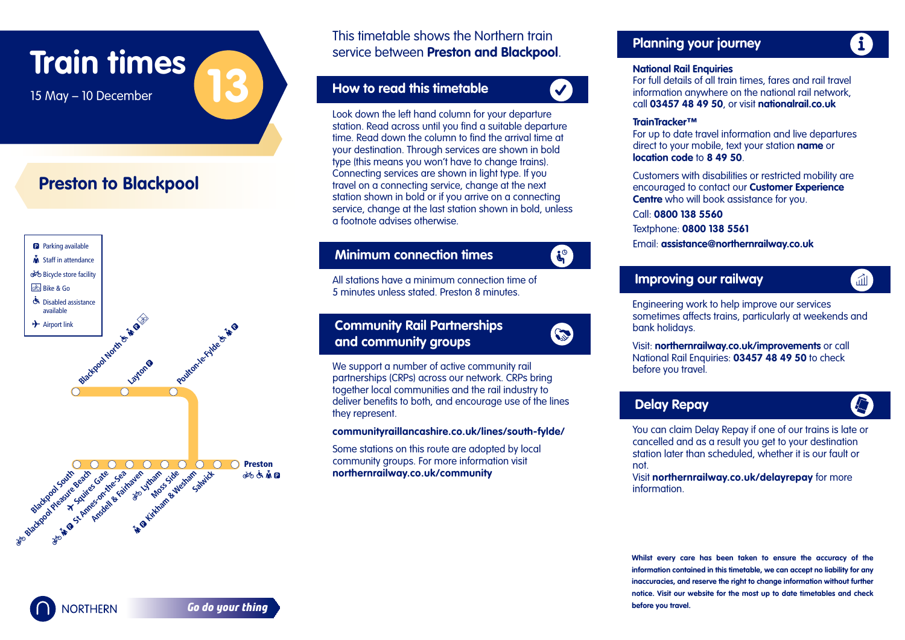# Train times 13

15 May – 10 December

## Preston to Blackpool

- Parking available
- Staff in attendance
- Bicycle store facility
- Bike & Go
- Disabled assistance available
- Airport link

Blackpool North, Layton, Poulton-le-Fylde, Preston, Salwick, Kirkham & Wesham, Moss Side, Lytham, Ansdell & Fairhaven, St Annes-on-the-Sea, Squires Gate, Blackpool Pleasure Beach, Blackpool South

NORTHERN *Go do your thing*

This timetable shows the Northern train service between **Preston and Blackpool**.

## How to read this timetable

Look down the left hand column for your departure station. Read across until you find a suitable departure time. Read down the column to find the arrival time at your destination. Through services are shown in bold type (this means you won't have to change trains). Connecting services are shown in light type. If you travel on a connecting service, change at the next station shown in bold or if you arrive on a connecting service, change at the last station shown in bold, unless a footnote advises otherwise.

## Minimum connection times

All stations have a minimum connection time of 5 minutes unless stated. Preston 8 minutes.

## Community Rail Partnerships and community groups

We support a number of active community rail partnerships (CRPs) across our network. CRPs bring together local communities and the rail industry to deliver benefits to both, and encourage use of the lines they represent.

**communityraillancashire.co.uk/lines/south-fylde/**

Some stations on this route are adopted by local community groups. For more information visit **northernrailway.co.uk/community**

## Planning your journey

**National Rail Enquiries**
For full details of all train times, fares and rail travel information anywhere on the national rail network, call **03457 48 49 50**, or visit **nationalrail.co.uk**

**TrainTracker™**
For up to date travel information and live departures direct to your mobile, text your station **name** or **location code** to **8 49 50**.

Customers with disabilities or restricted mobility are encouraged to contact our **Customer Experience Centre** who will book assistance for you.

Call: **0800 138 5560**

Textphone: **0800 138 5561**

Email: **assistance@northernrailway.co.uk**

## Improving our railway

Engineering work to help improve our services sometimes affects trains, particularly at weekends and bank holidays.

Visit: **northernrailway.co.uk/improvements** or call National Rail Enquiries: **03457 48 49 50** to check before you travel.

## Delay Repay

You can claim Delay Repay if one of our trains is late or cancelled and as a result you get to your destination station later than scheduled, whether it is our fault or not.
Visit **northernrailway.co.uk/delayrepay** for more information.

**Whilst every care has been taken to ensure the accuracy of the information contained in this timetable, we can accept no liability for any inaccuracies, and reserve the right to change information without further notice. Visit our website for the most up to date timetables and check before you travel.**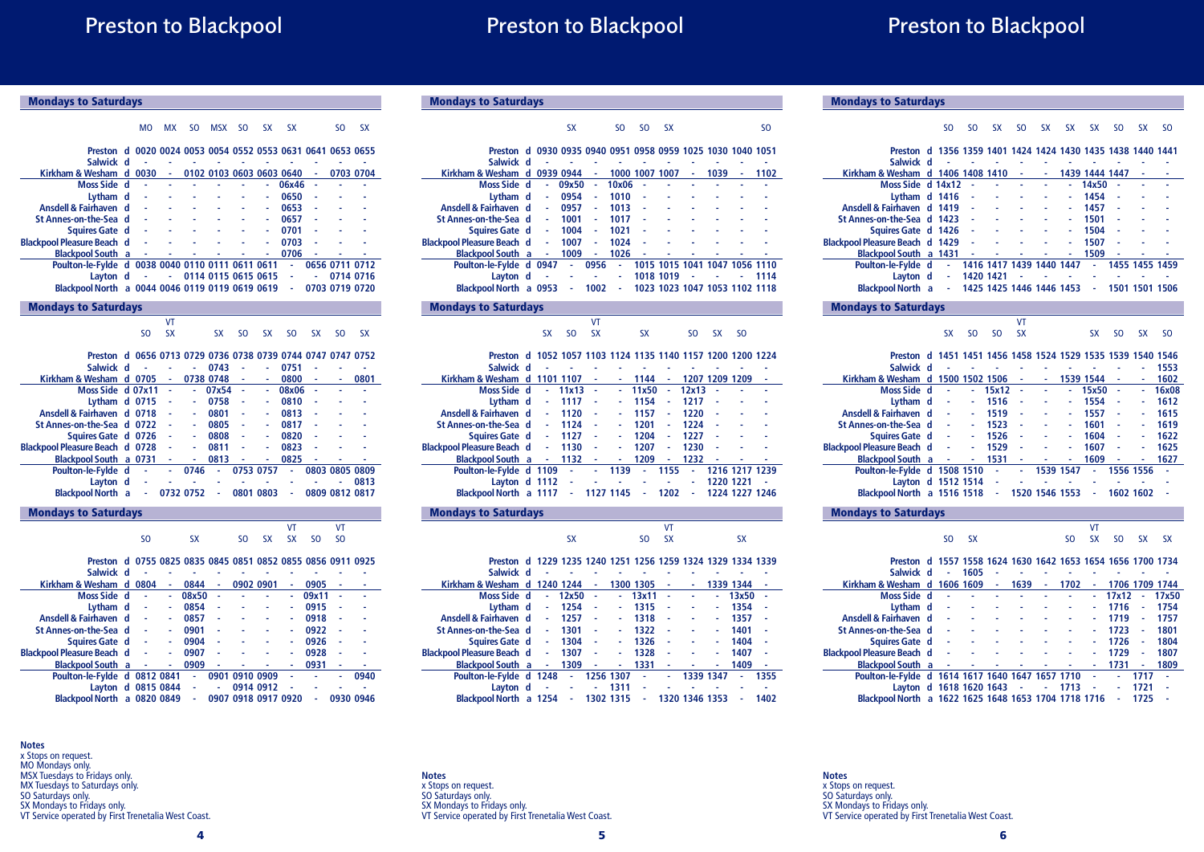# Preston to Blackpool

## Mondays to Saturdays

| Station | | MO | MX | SO | MSX | SO | SX | SX | | SO | SX |
|---|---|---|---|---|---|---|---|---|---|---|---|
| Preston | d | 0020 | 0024 | 0053 | 0054 | 0552 | 0553 | 0631 | 0641 | 0653 | 0655 |
| Salwick | d | - | - | - | - | - | - | - | - | - | - |
| Kirkham & Wesham | d | 0030 | - | 0102 | 0103 | 0603 | 0603 | 0640 | - | 0703 | 0704 |
| Moss Side | d | - | - | - | - | - | - | 06x46 | - | - | - |
| Lytham | d | - | - | - | - | - | - | 0650 | - | - | - |
| Ansdell & Fairhaven | d | - | - | - | - | - | - | 0653 | - | - | - |
| St Annes-on-the-Sea | d | - | - | - | - | - | - | 0657 | - | - | - |
| Squires Gate | d | - | - | - | - | - | - | 0701 | - | - | - |
| Blackpool Pleasure Beach | d | - | - | - | - | - | - | 0703 | - | - | - |
| Blackpool South | a | - | - | - | - | - | - | 0706 | - | - | - |
| Poulton-le-Fylde | d | 0038 | 0040 | 0110 | 0111 | 0611 | 0611 | - | 0656 | 0711 | 0712 |
| Layton | d | - | - | 0114 | 0115 | 0615 | 0615 | - | - | 0714 | 0716 |
| Blackpool North | a | 0044 | 0046 | 0119 | 0119 | 0619 | 0619 | - | 0703 | 0719 | 0720 |

## Mondays to Saturdays

| Station | | SO | VT SX | | SX | SO | SX | SO | SX | SO | SX |
|---|---|---|---|---|---|---|---|---|---|---|---|
| Preston | d | 0656 | 0713 | 0729 | 0736 | 0738 | 0739 | 0744 | 0747 | 0747 | 0752 |
| Salwick | d | - | - | - | 0743 | - | - | 0751 | - | - | - |
| Kirkham & Wesham | d | 0705 | - | 0738 | 0748 | - | - | 0800 | - | - | 0801 |
| Moss Side | d | 07x11 | - | - | 07x54 | - | - | 08x06 | - | - | - |
| Lytham | d | 0715 | - | - | 0758 | - | - | 0810 | - | - | - |
| Ansdell & Fairhaven | d | 0718 | - | - | 0801 | - | - | 0813 | - | - | - |
| St Annes-on-the-Sea | d | 0722 | - | - | 0805 | - | - | 0817 | - | - | - |
| Squires Gate | d | 0726 | - | - | 0808 | - | - | 0820 | - | - | - |
| Blackpool Pleasure Beach | d | 0728 | - | - | 0811 | - | - | 0823 | - | - | - |
| Blackpool South | a | 0731 | - | - | 0813 | - | - | 0825 | - | - | - |
| Poulton-le-Fylde | d | - | - | 0746 | - | 0753 | 0757 | - | 0803 | 0805 | 0809 |
| Layton | d | - | - | - | - | - | - | - | - | - | 0813 |
| Blackpool North | a | - | 0732 | 0752 | - | 0801 | 0803 | - | 0809 | 0812 | 0817 |

## Mondays to Saturdays

| Station | | SO | | SX | | SO | SX | VT SX | SO | VT SO | |
|---|---|---|---|---|---|---|---|---|---|---|---|
| Preston | d | 0755 | 0825 | 0835 | 0845 | 0851 | 0852 | 0855 | 0856 | 0911 | 0925 |
| Salwick | d | - | - | - | - | - | - | - | - | - | - |
| Kirkham & Wesham | d | 0804 | - | 0844 | - | 0902 | 0901 | - | 0905 | - | - |
| Moss Side | d | - | - | 08x50 | - | - | - | - | 09x11 | - | - |
| Lytham | d | - | - | 0854 | - | - | - | - | 0915 | - | - |
| Ansdell & Fairhaven | d | - | - | 0857 | - | - | - | - | 0918 | - | - |
| St Annes-on-the-Sea | d | - | - | 0901 | - | - | - | - | 0922 | - | - |
| Squires Gate | d | - | - | 0904 | - | - | - | - | 0926 | - | - |
| Blackpool Pleasure Beach | d | - | - | 0907 | - | - | - | - | 0928 | - | - |
| Blackpool South | a | - | - | 0909 | - | - | - | - | 0931 | - | - |
| Poulton-le-Fylde | d | 0812 | 0841 | - | 0901 | 0910 | 0909 | - | - | - | 0940 |
| Layton | d | 0815 | 0844 | - | - | 0914 | 0912 | - | - | - | - |
| Blackpool North | a | 0820 | 0849 | - | 0907 | 0918 | 0917 | 0920 | - | 0930 | 0946 |

**Notes**
x Stops on request.
MO Mondays only.
MSX Tuesdays to Fridays only.
MX Tuesdays to Saturdays only.
SO Saturdays only.
SX Mondays to Fridays only.
VT Service operated by First Trenetalia West Coast.

# Preston to Blackpool

## Mondays to Saturdays

| Station | | | SX | | SO | SO | SX | | | | SO |
|---|---|---|---|---|---|---|---|---|---|---|---|
| Preston | d | 0930 | 0935 | 0940 | 0951 | 0958 | 0959 | 1025 | 1030 | 1040 | 1051 |
| Salwick | d | - | - | - | - | - | - | - | - | - | - |
| Kirkham & Wesham | d | 0939 | 0944 | - | 1000 | 1007 | 1007 | - | 1039 | - | 1102 |
| Moss Side | d | - | 09x50 | - | 10x06 | - | - | - | - | - | - |
| Lytham | d | - | 0954 | - | 1010 | - | - | - | - | - | - |
| Ansdell & Fairhaven | d | - | 0957 | - | 1013 | - | - | - | - | - | - |
| St Annes-on-the-Sea | d | - | 1001 | - | 1017 | - | - | - | - | - | - |
| Squires Gate | d | - | 1004 | - | 1021 | - | - | - | - | - | - |
| Blackpool Pleasure Beach | d | - | 1007 | - | 1024 | - | - | - | - | - | - |
| Blackpool South | a | - | 1009 | - | 1026 | - | - | - | - | - | - |
| Poulton-le-Fylde | d | 0947 | - | 0956 | - | 1015 | 1015 | 1041 | 1047 | 1056 | 1110 |
| Layton | d | - | - | - | - | 1018 | 1019 | - | - | - | 1114 |
| Blackpool North | a | 0953 | - | 1002 | - | 1023 | 1023 | 1047 | 1053 | 1102 | 1118 |

## Mondays to Saturdays

| Station | | SX | SO | VT SX | | SX | | SO | SX | SO | |
|---|---|---|---|---|---|---|---|---|---|---|---|
| Preston | d | 1052 | 1057 | 1103 | 1124 | 1135 | 1140 | 1157 | 1200 | 1200 | 1224 |
| Salwick | d | - | - | - | - | - | - | - | - | - | - |
| Kirkham & Wesham | d | 1101 | 1107 | - | - | 1144 | - | 1207 | 1209 | 1209 | - |
| Moss Side | d | - | 11x13 | - | - | 11x50 | - | 12x13 | - | - | - |
| Lytham | d | - | 1117 | - | - | 1154 | - | 1217 | - | - | - |
| Ansdell & Fairhaven | d | - | 1120 | - | - | 1157 | - | 1220 | - | - | - |
| St Annes-on-the-Sea | d | - | 1124 | - | - | 1201 | - | 1224 | - | - | - |
| Squires Gate | d | - | 1127 | - | - | 1204 | - | 1227 | - | - | - |
| Blackpool Pleasure Beach | d | - | 1130 | - | - | 1207 | - | 1230 | - | - | - |
| Blackpool South | a | - | 1132 | - | - | 1209 | - | 1232 | - | - | - |
| Poulton-le-Fylde | d | 1109 | - | - | 1139 | - | 1155 | - | 1216 | 1217 | 1239 |
| Layton | d | 1112 | - | - | - | - | - | - | 1220 | 1221 | - |
| Blackpool North | a | 1117 | - | 1127 | 1145 | - | 1202 | - | 1224 | 1227 | 1246 |

## Mondays to Saturdays

| Station | | | SX | | | SO | VT SX | | | SX | |
|---|---|---|---|---|---|---|---|---|---|---|---|
| Preston | d | 1229 | 1235 | 1240 | 1251 | 1256 | 1259 | 1324 | 1329 | 1334 | 1339 |
| Salwick | d | - | - | - | - | - | - | - | - | - | - |
| Kirkham & Wesham | d | 1240 | 1244 | - | 1300 | 1305 | - | - | 1339 | 1344 | - |
| Moss Side | d | - | 12x50 | - | - | 13x11 | - | - | - | 13x50 | - |
| Lytham | d | - | 1254 | - | - | 1315 | - | - | - | 1354 | - |
| Ansdell & Fairhaven | d | - | 1257 | - | - | 1318 | - | - | - | 1357 | - |
| St Annes-on-the-Sea | d | - | 1301 | - | - | 1322 | - | - | - | 1401 | - |
| Squires Gate | d | - | 1304 | - | - | 1326 | - | - | - | 1404 | - |
| Blackpool Pleasure Beach | d | - | 1307 | - | - | 1328 | - | - | - | 1407 | - |
| Blackpool South | a | - | 1309 | - | - | 1331 | - | - | - | 1409 | - |
| Poulton-le-Fylde | d | 1248 | - | 1256 | 1307 | - | - | 1339 | 1347 | - | 1355 |
| Layton | d | - | - | - | 1311 | - | - | - | - | - | - |
| Blackpool North | a | 1254 | - | 1302 | 1315 | - | 1320 | 1346 | 1353 | - | 1402 |

**Notes**
x Stops on request.
SO Saturdays only.
SX Mondays to Fridays only.
VT Service operated by First Trenetalia West Coast.

# Preston to Blackpool

## Mondays to Saturdays

| Station | | SO | SO | SX | SO | SX | SX | SX | SO | SX | SO |
|---|---|---|---|---|---|---|---|---|---|---|---|
| Preston | d | 1356 | 1359 | 1401 | 1424 | 1424 | 1430 | 1435 | 1438 | 1440 | 1441 |
| Salwick | d | - | - | - | - | - | - | - | - | - | - |
| Kirkham & Wesham | d | 1406 | 1408 | 1410 | - | - | 1439 | 1444 | 1447 | - | - |
| Moss Side | d | 14x12 | - | - | - | - | - | 14x50 | - | - | - |
| Lytham | d | 1416 | - | - | - | - | - | 1454 | - | - | - |
| Ansdell & Fairhaven | d | 1419 | - | - | - | - | - | 1457 | - | - | - |
| St Annes-on-the-Sea | d | 1423 | - | - | - | - | - | 1501 | - | - | - |
| Squires Gate | d | 1426 | - | - | - | - | - | 1504 | - | - | - |
| Blackpool Pleasure Beach | d | 1429 | - | - | - | - | - | 1507 | - | - | - |
| Blackpool South | a | 1431 | - | - | - | - | - | 1509 | - | - | - |
| Poulton-le-Fylde | d | - | 1416 | 1417 | 1439 | 1440 | 1447 | - | 1455 | 1455 | 1459 |
| Layton | d | - | 1420 | 1421 | - | - | - | - | - | - | - |
| Blackpool North | a | - | 1425 | 1425 | 1446 | 1446 | 1453 | - | 1501 | 1501 | 1506 |

## Mondays to Saturdays

| Station | | SX | SO | SO | VT SX | | | SX | SO | SX | SO |
|---|---|---|---|---|---|---|---|---|---|---|---|
| Preston | d | 1451 | 1451 | 1456 | 1458 | 1524 | 1529 | 1535 | 1539 | 1540 | 1546 |
| Salwick | d | - | - | - | - | - | - | - | - | - | 1553 |
| Kirkham & Wesham | d | 1500 | 1502 | 1506 | - | - | 1539 | 1544 | - | - | 1602 |
| Moss Side | d | - | - | 15x12 | - | - | - | 15x50 | - | - | 16x08 |
| Lytham | d | - | - | 1516 | - | - | - | 1554 | - | - | 1612 |
| Ansdell & Fairhaven | d | - | - | 1519 | - | - | - | 1557 | - | - | 1615 |
| St Annes-on-the-Sea | d | - | - | 1523 | - | - | - | 1601 | - | - | 1619 |
| Squires Gate | d | - | - | 1526 | - | - | - | 1604 | - | - | 1622 |
| Blackpool Pleasure Beach | d | - | - | 1529 | - | - | - | 1607 | - | - | 1625 |
| Blackpool South | a | - | - | 1531 | - | - | - | 1609 | - | - | 1627 |
| Poulton-le-Fylde | d | 1508 | 1510 | - | - | 1539 | 1547 | - | 1556 | 1556 | - |
| Layton | d | 1512 | 1514 | - | - | - | - | - | - | - | - |
| Blackpool North | a | 1516 | 1518 | - | 1520 | 1546 | 1553 | - | 1602 | 1602 | - |

## Mondays to Saturdays

| Station | | SO | SX | | | | SO | VT SX | SO | SX | SX |
|---|---|---|---|---|---|---|---|---|---|---|---|
| Preston | d | 1557 | 1558 | 1624 | 1630 | 1642 | 1653 | 1654 | 1656 | 1700 | 1734 |
| Salwick | d | - | 1605 | - | - | - | - | - | - | - | - |
| Kirkham & Wesham | d | 1606 | 1609 | - | 1639 | - | 1702 | - | 1706 | 1709 | 1744 |
| Moss Side | d | - | - | - | - | - | - | - | 17x12 | - | 17x50 |
| Lytham | d | - | - | - | - | - | - | - | 1716 | - | 1754 |
| Ansdell & Fairhaven | d | - | - | - | - | - | - | - | 1719 | - | 1757 |
| St Annes-on-the-Sea | d | - | - | - | - | - | - | - | 1723 | - | 1801 |
| Squires Gate | d | - | - | - | - | - | - | - | 1726 | - | 1804 |
| Blackpool Pleasure Beach | d | - | - | - | - | - | - | - | 1729 | - | 1807 |
| Blackpool South | a | - | - | - | - | - | - | - | 1731 | - | 1809 |
| Poulton-le-Fylde | d | 1614 | 1617 | 1640 | 1647 | 1657 | 1710 | - | - | 1717 | - |
| Layton | d | 1618 | 1620 | 1643 | - | - | 1713 | - | - | 1721 | - |
| Blackpool North | a | 1622 | 1625 | 1648 | 1653 | 1704 | 1718 | 1716 | - | 1725 | - |

**Notes**
x Stops on request.
SO Saturdays only.
SX Mondays to Fridays only.
VT Service operated by First Trenetalia West Coast.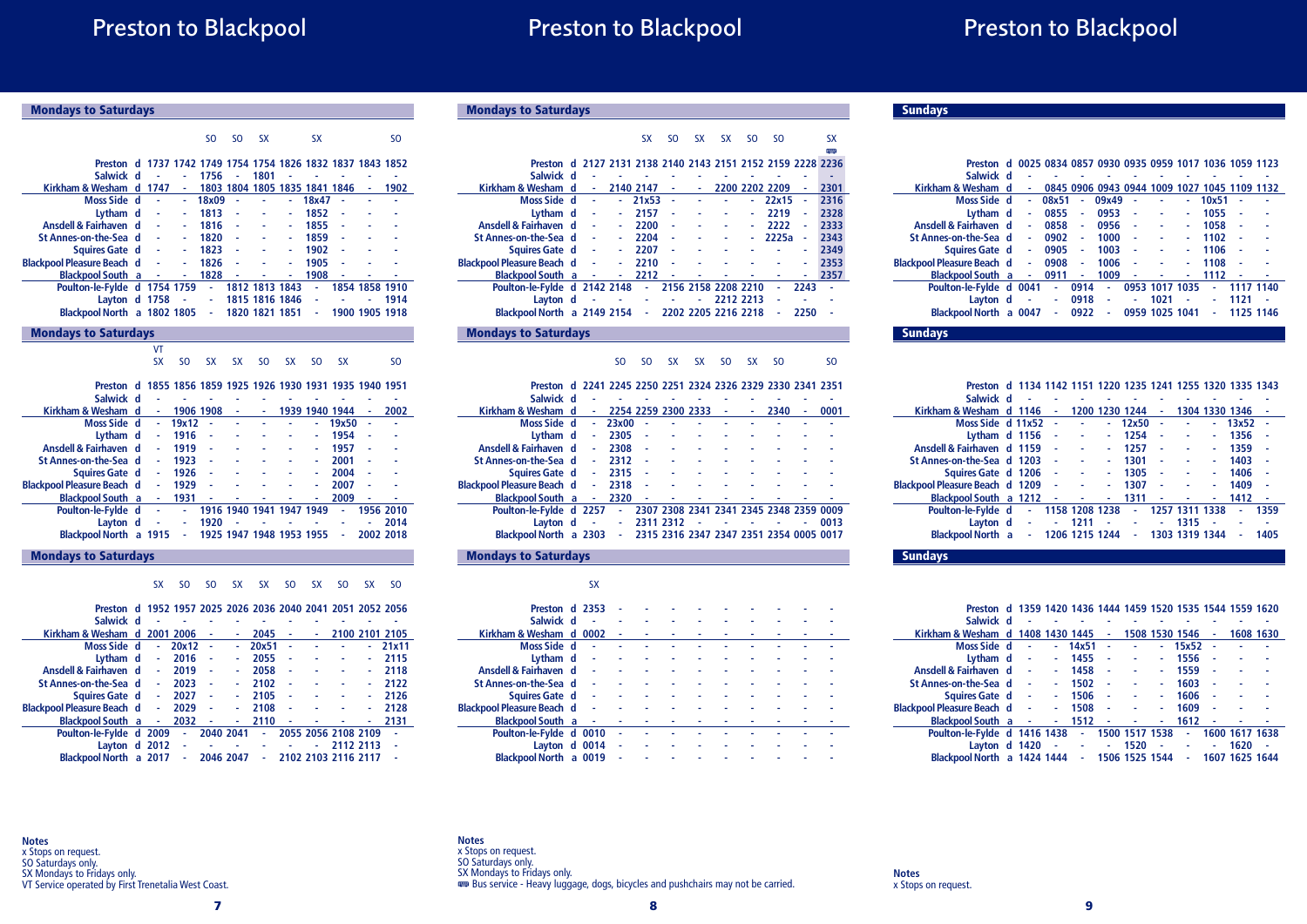# Preston to Blackpool

## Mondays to Saturdays

| Station | | | | SO | SO | SX | | SX | | | SO |
|---|---|---|---|---|---|---|---|---|---|---|---|
| Preston | d | 1737 | 1742 | 1749 | 1754 | 1754 | 1826 | 1832 | 1837 | 1843 | 1852 |
| Salwick | d | - | - | 1756 | - | 1801 | - | - | - | - | - |
| Kirkham & Wesham | d | 1747 | - | 1803 | 1804 | 1805 | 1835 | 1841 | 1846 | - | 1902 |
| Moss Side | d | - | - | 18x09 | - | - | - | 18x47 | - | - | - |
| Lytham | d | - | - | 1813 | - | - | - | 1852 | - | - | - |
| Ansdell & Fairhaven | d | - | - | 1816 | - | - | - | 1855 | - | - | - |
| St Annes-on-the-Sea | d | - | - | 1820 | - | - | - | 1859 | - | - | - |
| Squires Gate | d | - | - | 1823 | - | - | - | 1902 | - | - | - |
| Blackpool Pleasure Beach | d | - | - | 1826 | - | - | - | 1905 | - | - | - |
| Blackpool South | a | - | - | 1828 | - | - | - | 1908 | - | - | - |
| Poulton-le-Fylde | d | 1754 | 1759 | - | 1812 | 1813 | 1843 | - | 1854 | 1858 | 1910 |
| Layton | d | 1758 | - | - | 1815 | 1816 | 1846 | - | - | - | 1914 |
| Blackpool North | a | 1802 | 1805 | - | 1820 | 1821 | 1851 | - | 1900 | 1905 | 1918 |

## Mondays to Saturdays

| Station | | VT SX | SO | SX | SX | SO | SX | SO | SX | | SO |
|---|---|---|---|---|---|---|---|---|---|---|---|
| Preston | d | 1855 | 1856 | 1859 | 1925 | 1926 | 1930 | 1931 | 1935 | 1940 | 1951 |
| Salwick | d | - | - | - | - | - | - | - | - | - | - |
| Kirkham & Wesham | d | - | 1906 | 1908 | - | - | 1939 | 1940 | 1944 | - | 2002 |
| Moss Side | d | - | 19x12 | - | - | - | - | - | 19x50 | - | - |
| Lytham | d | - | 1916 | - | - | - | - | - | 1954 | - | - |
| Ansdell & Fairhaven | d | - | 1919 | - | - | - | - | - | 1957 | - | - |
| St Annes-on-the-Sea | d | - | 1923 | - | - | - | - | - | 2001 | - | - |
| Squires Gate | d | - | 1926 | - | - | - | - | - | 2004 | - | - |
| Blackpool Pleasure Beach | d | - | 1929 | - | - | - | - | - | 2007 | - | - |
| Blackpool South | a | - | 1931 | - | - | - | - | - | 2009 | - | - |
| Poulton-le-Fylde | d | - | - | 1916 | 1940 | 1941 | 1947 | 1949 | - | 1956 | 2010 |
| Layton | d | - | - | 1920 | - | - | - | - | - | - | 2014 |
| Blackpool North | a | 1915 | - | 1925 | 1947 | 1948 | 1953 | 1955 | - | 2002 | 2018 |

## Mondays to Saturdays

| Station | | SX | SO | SO | SX | SX | SO | SX | SO | SX | SO |
|---|---|---|---|---|---|---|---|---|---|---|---|
| Preston | d | 1952 | 1957 | 2025 | 2026 | 2036 | 2040 | 2041 | 2051 | 2052 | 2056 |
| Salwick | d | - | - | - | - | - | - | - | - | - | - |
| Kirkham & Wesham | d | 2001 | 2006 | - | - | 2045 | - | - | 2100 | 2101 | 2105 |
| Moss Side | d | - | 20x12 | - | - | 20x51 | - | - | - | - | 21x11 |
| Lytham | d | - | 2016 | - | - | 2055 | - | - | - | - | 2115 |
| Ansdell & Fairhaven | d | - | 2019 | - | - | 2058 | - | - | - | - | 2118 |
| St Annes-on-the-Sea | d | - | 2023 | - | - | 2102 | - | - | - | - | 2122 |
| Squires Gate | d | - | 2027 | - | - | 2105 | - | - | - | - | 2126 |
| Blackpool Pleasure Beach | d | - | 2029 | - | - | 2108 | - | - | - | - | 2128 |
| Blackpool South | a | - | 2032 | - | - | 2110 | - | - | - | - | 2131 |
| Poulton-le-Fylde | d | 2009 | - | 2040 | 2041 | - | 2055 | 2056 | 2108 | 2109 | - |
| Layton | d | 2012 | - | - | - | - | - | - | 2112 | 2113 | - |
| Blackpool North | a | 2017 | - | 2046 | 2047 | - | 2102 | 2103 | 2116 | 2117 | - |

**Notes**
x Stops on request.
SO Saturdays only.
SX Mondays to Fridays only.
VT Service operated by First Trenetalia West Coast.

# Preston to Blackpool

## Mondays to Saturdays

| Station | | | | SX | SO | SX | SX | SO | SO | | SX (Bus) |
|---|---|---|---|---|---|---|---|---|---|---|---|
| Preston | d | 2127 | 2131 | 2138 | 2140 | 2143 | 2151 | 2152 | 2159 | 2228 | 2236 |
| Salwick | d | - | - | - | - | - | - | - | - | - | - |
| Kirkham & Wesham | d | - | 2140 | 2147 | - | - | 2200 | 2202 | 2209 | - | 2301 |
| Moss Side | d | - | - | 21x53 | - | - | - | - | 22x15 | - | 2316 |
| Lytham | d | - | - | 2157 | - | - | - | - | 2219 | - | 2328 |
| Ansdell & Fairhaven | d | - | - | 2200 | - | - | - | - | 2222 | - | 2333 |
| St Annes-on-the-Sea | d | - | - | 2204 | - | - | - | - | 2225a | - | 2343 |
| Squires Gate | d | - | - | 2207 | - | - | - | - | - | - | 2349 |
| Blackpool Pleasure Beach | d | - | - | 2210 | - | - | - | - | - | - | 2353 |
| Blackpool South | a | - | - | 2212 | - | - | - | - | - | - | 2357 |
| Poulton-le-Fylde | d | 2142 | 2148 | - | 2156 | 2158 | 2208 | 2210 | - | 2243 | - |
| Layton | d | - | - | - | - | - | 2212 | 2213 | - | - | - |
| Blackpool North | a | 2149 | 2154 | - | 2202 | 2205 | 2216 | 2218 | - | 2250 | - |

## Mondays to Saturdays

| Station | | | SO | SO | SX | SX | SO | SX | SO | | SO |
|---|---|---|---|---|---|---|---|---|---|---|---|
| Preston | d | 2241 | 2245 | 2250 | 2251 | 2324 | 2326 | 2329 | 2330 | 2341 | 2351 |
| Salwick | d | - | - | - | - | - | - | - | - | - | - |
| Kirkham & Wesham | d | - | 2254 | 2259 | 2300 | 2333 | - | - | 2340 | - | 0001 |
| Moss Side | d | - | 23x00 | - | - | - | - | - | - | - | - |
| Lytham | d | - | 2305 | - | - | - | - | - | - | - | - |
| Ansdell & Fairhaven | d | - | 2308 | - | - | - | - | - | - | - | - |
| St Annes-on-the-Sea | d | - | 2312 | - | - | - | - | - | - | - | - |
| Squires Gate | d | - | 2315 | - | - | - | - | - | - | - | - |
| Blackpool Pleasure Beach | d | - | 2318 | - | - | - | - | - | - | - | - |
| Blackpool South | a | - | 2320 | - | - | - | - | - | - | - | - |
| Poulton-le-Fylde | d | 2257 | - | 2307 | 2308 | 2341 | 2341 | 2345 | 2348 | 2359 | 0009 |
| Layton | d | - | - | 2311 | 2312 | - | - | - | - | - | 0013 |
| Blackpool North | a | 2303 | - | 2315 | 2316 | 2347 | 2347 | 2351 | 2354 | 0005 | 0017 |

## Mondays to Saturdays

| Station | | SX |
|---|---|---|
| Preston | d | 2353 |
| Salwick | d | - |
| Kirkham & Wesham | d | 0002 |
| Moss Side | d | - |
| Lytham | d | - |
| Ansdell & Fairhaven | d | - |
| St Annes-on-the-Sea | d | - |
| Squires Gate | d | - |
| Blackpool Pleasure Beach | d | - |
| Blackpool South | a | - |
| Poulton-le-Fylde | d | 0010 |
| Layton | d | 0014 |
| Blackpool North | a | 0019 |

**Notes**
x Stops on request.
SO Saturdays only.
SX Mondays to Fridays only.
(Bus) Bus service - Heavy luggage, dogs, bicycles and pushchairs may not be carried.

# Preston to Blackpool

## Sundays

| Station | | | | | | | | | | | |
|---|---|---|---|---|---|---|---|---|---|---|---|
| Preston | d | 0025 | 0834 | 0857 | 0930 | 0935 | 0959 | 1017 | 1036 | 1059 | 1123 |
| Salwick | d | - | - | - | - | - | - | - | - | - | - |
| Kirkham & Wesham | d | - | 0845 | 0906 | 0943 | 0944 | 1009 | 1027 | 1045 | 1109 | 1132 |
| Moss Side | d | - | 08x51 | - | 09x49 | - | - | - | 10x51 | - | - |
| Lytham | d | - | 0855 | - | 0953 | - | - | - | 1055 | - | - |
| Ansdell & Fairhaven | d | - | 0858 | - | 0956 | - | - | - | 1058 | - | - |
| St Annes-on-the-Sea | d | - | 0902 | - | 1000 | - | - | - | 1102 | - | - |
| Squires Gate | d | - | 0905 | - | 1003 | - | - | - | 1106 | - | - |
| Blackpool Pleasure Beach | d | - | 0908 | - | 1006 | - | - | - | 1108 | - | - |
| Blackpool South | a | - | 0911 | - | 1009 | - | - | - | 1112 | - | - |
| Poulton-le-Fylde | d | 0041 | - | 0914 | - | 0953 | 1017 | 1035 | - | 1117 | 1140 |
| Layton | d | - | - | 0918 | - | - | 1021 | - | - | 1121 | - |
| Blackpool North | a | 0047 | - | 0922 | - | 0959 | 1025 | 1041 | - | 1125 | 1146 |

## Sundays

| Station | | | | | | | | | | | |
|---|---|---|---|---|---|---|---|---|---|---|---|
| Preston | d | 1134 | 1142 | 1151 | 1220 | 1235 | 1241 | 1255 | 1320 | 1335 | 1343 |
| Salwick | d | - | - | - | - | - | - | - | - | - | - |
| Kirkham & Wesham | d | 1146 | - | 1200 | 1230 | 1244 | - | 1304 | 1330 | 1346 | - |
| Moss Side | d | 11x52 | - | - | - | 12x50 | - | - | - | 13x52 | - |
| Lytham | d | 1156 | - | - | - | 1254 | - | - | - | 1356 | - |
| Ansdell & Fairhaven | d | 1159 | - | - | - | 1257 | - | - | - | 1359 | - |
| St Annes-on-the-Sea | d | 1203 | - | - | - | 1301 | - | - | - | 1403 | - |
| Squires Gate | d | 1206 | - | - | - | 1305 | - | - | - | 1406 | - |
| Blackpool Pleasure Beach | d | 1209 | - | - | - | 1307 | - | - | - | 1409 | - |
| Blackpool South | a | 1212 | - | - | - | 1311 | - | - | - | 1412 | - |
| Poulton-le-Fylde | d | - | 1158 | 1208 | 1238 | - | 1257 | 1311 | 1338 | - | 1359 |
| Layton | d | - | - | 1211 | - | - | - | 1315 | - | - | - |
| Blackpool North | a | - | 1206 | 1215 | 1244 | - | 1303 | 1319 | 1344 | - | 1405 |

## Sundays

| Station | | | | | | | | | | | |
|---|---|---|---|---|---|---|---|---|---|---|---|
| Preston | d | 1359 | 1420 | 1436 | 1444 | 1459 | 1520 | 1535 | 1544 | 1559 | 1620 |
| Salwick | d | - | - | - | - | - | - | - | - | - | - |
| Kirkham & Wesham | d | 1408 | 1430 | 1445 | - | 1508 | 1530 | 1546 | - | 1608 | 1630 |
| Moss Side | d | - | - | 14x51 | - | - | - | 15x52 | - | - | - |
| Lytham | d | - | - | 1455 | - | - | - | 1556 | - | - | - |
| Ansdell & Fairhaven | d | - | - | 1458 | - | - | - | 1559 | - | - | - |
| St Annes-on-the-Sea | d | - | - | 1502 | - | - | - | 1603 | - | - | - |
| Squires Gate | d | - | - | 1506 | - | - | - | 1606 | - | - | - |
| Blackpool Pleasure Beach | d | - | - | 1508 | - | - | - | 1609 | - | - | - |
| Blackpool South | a | - | - | 1512 | - | - | - | 1612 | - | - | - |
| Poulton-le-Fylde | d | 1416 | 1438 | - | 1500 | 1517 | 1538 | - | 1600 | 1617 | 1638 |
| Layton | d | 1420 | - | - | - | 1520 | - | - | - | 1620 | - |
| Blackpool North | a | 1424 | 1444 | - | 1506 | 1525 | 1544 | - | 1607 | 1625 | 1644 |

**Notes**
x Stops on request.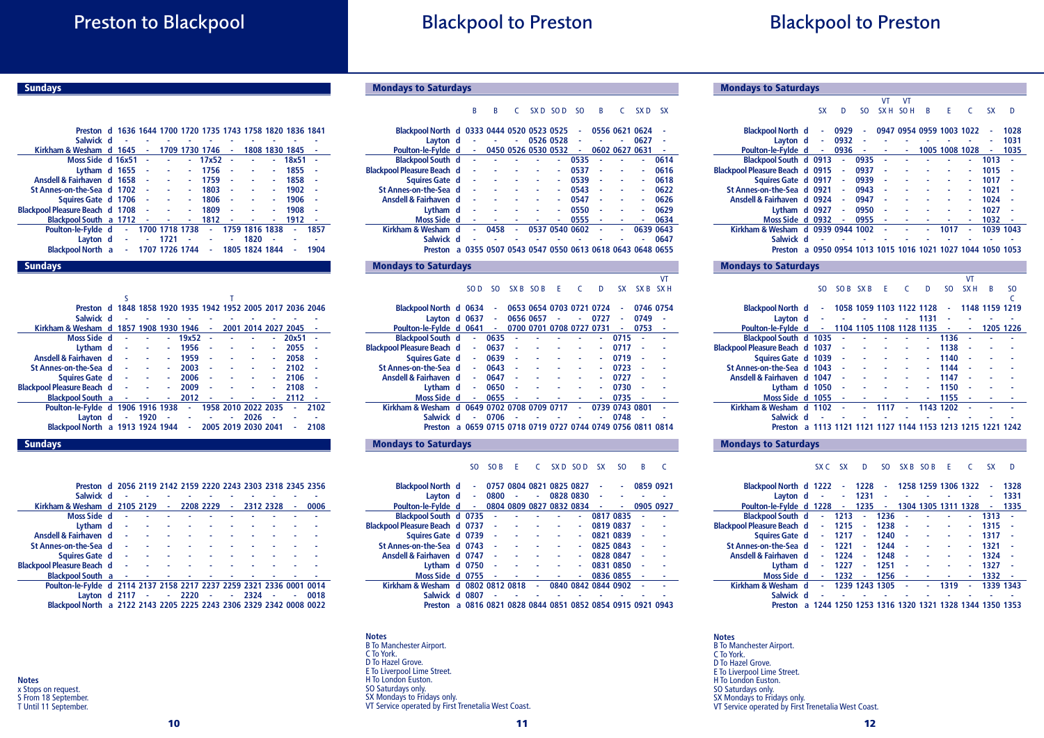# Preston to Blackpool

## Sundays

| | | | | | | | | | | |
|---|---|---|---|---|---|---|---|---|---|---|
| Preston d | 1636 | 1644 | 1700 | 1720 | 1735 | 1743 | 1758 | 1820 | 1836 | 1841 |
| Salwick d | - | - | - | - | - | - | - | - | - | - |
| Kirkham & Wesham d | 1645 | - | 1709 | 1730 | 1746 | - | 1808 | 1830 | 1845 | - |
| Moss Side d | 16x51 | - | - | - | 17x52 | - | - | - | 18x51 | - |
| Lytham d | 1655 | - | - | - | 1756 | - | - | - | 1855 | - |
| Ansdell & Fairhaven d | 1658 | - | - | - | 1759 | - | - | - | 1858 | - |
| St Annes-on-the-Sea d | 1702 | - | - | - | 1803 | - | - | - | 1902 | - |
| Squires Gate d | 1706 | - | - | - | 1806 | - | - | - | 1906 | - |
| Blackpool Pleasure Beach d | 1708 | - | - | - | 1809 | - | - | - | 1908 | - |
| Blackpool South a | 1712 | - | - | - | 1812 | - | - | - | 1912 | - |
| Poulton-le-Fylde d | - | 1700 | 1718 | 1738 | - | 1759 | 1816 | 1838 | - | 1857 |
| Layton d | - | - | 1721 | - | - | - | 1820 | - | - | - |
| Blackpool North a | - | 1707 | 1726 | 1744 | - | 1805 | 1824 | 1844 | - | 1904 |

## Sundays

| | S | | | | | T | | | | |
|---|---|---|---|---|---|---|---|---|---|---|
| Preston d | 1848 | 1858 | 1920 | 1935 | 1942 | 1952 | 2005 | 2017 | 2036 | 2046 |
| Salwick d | - | - | - | - | - | - | - | - | - | - |
| Kirkham & Wesham d | 1857 | 1908 | 1930 | 1946 | - | 2001 | 2014 | 2027 | 2045 | - |
| Moss Side d | - | - | - | 19x52 | - | - | - | - | 20x51 | - |
| Lytham d | - | - | - | 1956 | - | - | - | - | 2055 | - |
| Ansdell & Fairhaven d | - | - | - | 1959 | - | - | - | - | 2058 | - |
| St Annes-on-the-Sea d | - | - | - | 2003 | - | - | - | - | 2102 | - |
| Squires Gate d | - | - | - | 2006 | - | - | - | - | 2106 | - |
| Blackpool Pleasure Beach d | - | - | - | 2009 | - | - | - | - | 2108 | - |
| Blackpool South a | - | - | - | 2012 | - | - | - | - | 2112 | - |
| Poulton-le-Fylde d | 1906 | 1916 | 1938 | - | 1958 | 2010 | 2022 | 2035 | - | 2102 |
| Layton d | - | 1920 | - | - | - | - | 2026 | - | - | - |
| Blackpool North a | 1913 | 1924 | 1944 | - | 2005 | 2019 | 2030 | 2041 | - | 2108 |

## Sundays

| | | | | | | | | | | |
|---|---|---|---|---|---|---|---|---|---|---|
| Preston d | 2056 | 2119 | 2142 | 2159 | 2220 | 2243 | 2303 | 2318 | 2345 | 2356 |
| Salwick d | - | - | - | - | - | - | - | - | - | - |
| Kirkham & Wesham d | 2105 | 2129 | - | 2208 | 2229 | - | 2312 | 2328 | - | 0006 |
| Moss Side d | - | - | - | - | - | - | - | - | - | - |
| Lytham d | - | - | - | - | - | - | - | - | - | - |
| Ansdell & Fairhaven d | - | - | - | - | - | - | - | - | - | - |
| St Annes-on-the-Sea d | - | - | - | - | - | - | - | - | - | - |
| Squires Gate d | - | - | - | - | - | - | - | - | - | - |
| Blackpool Pleasure Beach d | - | - | - | - | - | - | - | - | - | - |
| Blackpool South a | - | - | - | - | - | - | - | - | - | - |
| Poulton-le-Fylde d | 2114 | 2137 | 2158 | 2217 | 2237 | 2259 | 2321 | 2336 | 0001 | 0014 |
| Layton d | 2117 | - | - | 2220 | - | - | 2324 | - | - | 0018 |
| Blackpool North a | 2122 | 2143 | 2205 | 2225 | 2243 | 2306 | 2329 | 2342 | 0008 | 0022 |

**Notes**
x Stops on request.
S From 18 September.
T Until 11 September.

# Blackpool to Preston

## Mondays to Saturdays

| | B | B | C | SX D | SO D | SO | B | C | SX D | SX |
|---|---|---|---|---|---|---|---|---|---|---|
| Blackpool North d | 0333 | 0444 | 0520 | 0523 | 0525 | - | 0556 | 0621 | 0624 | - |
| Layton d | - | - | - | 0526 | 0528 | - | - | - | 0627 | - |
| Poulton-le-Fylde d | - | 0450 | 0526 | 0530 | 0532 | - | 0602 | 0627 | 0631 | - |
| Blackpool South d | - | - | - | - | - | 0535 | - | - | - | 0614 |
| Blackpool Pleasure Beach d | - | - | - | - | - | 0537 | - | - | - | 0616 |
| Squires Gate d | - | - | - | - | - | 0539 | - | - | - | 0618 |
| St Annes-on-the-Sea d | - | - | - | - | - | 0543 | - | - | - | 0622 |
| Ansdell & Fairhaven d | - | - | - | - | - | 0547 | - | - | - | 0626 |
| Lytham d | - | - | - | - | - | 0550 | - | - | - | 0629 |
| Moss Side d | - | - | - | - | - | 0555 | - | - | - | 0634 |
| Kirkham & Wesham d | - | 0458 | - | 0537 | 0540 | 0602 | - | - | 0639 | 0643 |
| Salwick d | - | - | - | - | - | - | - | - | - | 0647 |
| Preston a | 0355 | 0507 | 0543 | 0547 | 0550 | 0613 | 0618 | 0643 | 0648 | 0655 |

## Mondays to Saturdays

| | | | | | | | | | | VT |
|---|---|---|---|---|---|---|---|---|---|---|
| | SO D | SO | SX B | SO B | E | C | D | SX | SX B | SX H |
| Blackpool North d | 0634 | - | 0653 | 0654 | 0703 | 0721 | 0724 | - | 0746 | 0754 |
| Layton d | 0637 | - | 0656 | 0657 | - | - | 0727 | - | 0749 | - |
| Poulton-le-Fylde d | 0641 | - | 0700 | 0701 | 0708 | 0727 | 0731 | - | 0753 | - |
| Blackpool South d | - | 0635 | - | - | - | - | - | 0715 | - | - |
| Blackpool Pleasure Beach d | - | 0637 | - | - | - | - | - | 0717 | - | - |
| Squires Gate d | - | 0639 | - | - | - | - | - | 0719 | - | - |
| St Annes-on-the-Sea d | - | 0643 | - | - | - | - | - | 0723 | - | - |
| Ansdell & Fairhaven d | - | 0647 | - | - | - | - | - | 0727 | - | - |
| Lytham d | - | 0650 | - | - | - | - | - | 0730 | - | - |
| Moss Side d | - | 0655 | - | - | - | - | - | 0735 | - | - |
| Kirkham & Wesham d | 0649 | 0702 | 0708 | 0709 | 0717 | - | 0739 | 0743 | 0801 | - |
| Salwick d | - | 0706 | - | - | - | - | - | 0748 | - | - |
| Preston a | 0659 | 0715 | 0718 | 0719 | 0727 | 0744 | 0749 | 0756 | 0811 | 0814 |

## Mondays to Saturdays

| | SO | SO B | E | C | SX D | SO D | SX | SO | B | C |
|---|---|---|---|---|---|---|---|---|---|---|
| Blackpool North d | - | 0757 | 0804 | 0821 | 0825 | 0827 | - | - | 0859 | 0921 |
| Layton d | - | 0800 | - | - | 0828 | 0830 | - | - | - | - |
| Poulton-le-Fylde d | - | 0804 | 0809 | 0827 | 0832 | 0834 | - | - | 0905 | 0927 |
| Blackpool South d | 0735 | - | - | - | - | - | 0817 | 0835 | - | - |
| Blackpool Pleasure Beach d | 0737 | - | - | - | - | - | 0819 | 0837 | - | - |
| Squires Gate d | 0739 | - | - | - | - | - | 0821 | 0839 | - | - |
| St Annes-on-the-Sea d | 0743 | - | - | - | - | - | 0825 | 0843 | - | - |
| Ansdell & Fairhaven d | 0747 | - | - | - | - | - | 0828 | 0847 | - | - |
| Lytham d | 0750 | - | - | - | - | - | 0831 | 0850 | - | - |
| Moss Side d | 0755 | - | - | - | - | - | 0836 | 0855 | - | - |
| Kirkham & Wesham d | 0802 | 0812 | 0818 | - | 0840 | 0842 | 0844 | 0902 | - | - |
| Salwick d | 0807 | - | - | - | - | - | - | - | - | - |
| Preston a | 0816 | 0821 | 0828 | 0844 | 0851 | 0852 | 0854 | 0915 | 0921 | 0943 |

**Notes**
B To Manchester Airport.
C To York.
D To Hazel Grove.
E To Liverpool Lime Street.
H To London Euston.
SO Saturdays only.
SX Mondays to Fridays only.
VT Service operated by First Trenetalia West Coast.

# Blackpool to Preston

## Mondays to Saturdays

| | | | | VT | VT | | | | | |
|---|---|---|---|---|---|---|---|---|---|---|
| | SX | D | SO | SX H | SO H | B | E | C | SX | D |
| Blackpool North d | - | 0929 | - | 0947 | 0954 | 0959 | 1003 | 1022 | - | 1028 |
| Layton d | - | 0932 | - | - | - | - | - | - | - | 1031 |
| Poulton-le-Fylde d | - | 0936 | - | - | - | 1005 | 1008 | 1028 | - | 1035 |
| Blackpool South d | 0913 | - | 0935 | - | - | - | - | - | 1013 | - |
| Blackpool Pleasure Beach d | 0915 | - | 0937 | - | - | - | - | - | 1015 | - |
| Squires Gate d | 0917 | - | 0939 | - | - | - | - | - | 1017 | - |
| St Annes-on-the-Sea d | 0921 | - | 0943 | - | - | - | - | - | 1021 | - |
| Ansdell & Fairhaven d | 0924 | - | 0947 | - | - | - | - | - | 1024 | - |
| Lytham d | 0927 | - | 0950 | - | - | - | - | - | 1027 | - |
| Moss Side d | 0932 | - | 0955 | - | - | - | - | - | 1032 | - |
| Kirkham & Wesham d | 0939 | 0944 | 1002 | - | - | - | 1017 | - | 1039 | 1043 |
| Salwick d | - | - | - | - | - | - | - | - | - | - |
| Preston a | 0950 | 0954 | 1013 | 1015 | 1016 | 1021 | 1027 | 1044 | 1050 | 1053 |

## Mondays to Saturdays

| | | | | | | | | VT | | |
|---|---|---|---|---|---|---|---|---|---|---|
| | SO | SO B | SX B | E | C | D | SO | SX H | B | SO C |
| Blackpool North d | - | 1058 | 1059 | 1103 | 1122 | 1128 | - | 1148 | 1159 | 1219 |
| Layton d | - | - | - | - | - | 1131 | - | - | - | - |
| Poulton-le-Fylde d | - | 1104 | 1105 | 1108 | 1128 | 1135 | - | - | 1205 | 1226 |
| Blackpool South d | 1035 | - | - | - | - | - | 1136 | - | - | - |
| Blackpool Pleasure Beach d | 1037 | - | - | - | - | - | 1138 | - | - | - |
| Squires Gate d | 1039 | - | - | - | - | - | 1140 | - | - | - |
| St Annes-on-the-Sea d | 1043 | - | - | - | - | - | 1144 | - | - | - |
| Ansdell & Fairhaven d | 1047 | - | - | - | - | - | 1147 | - | - | - |
| Lytham d | 1050 | - | - | - | - | - | 1150 | - | - | - |
| Moss Side d | 1055 | - | - | - | - | - | 1155 | - | - | - |
| Kirkham & Wesham d | 1102 | - | - | 1117 | - | 1143 | 1202 | - | - | - |
| Salwick d | - | - | - | - | - | - | - | - | - | - |
| Preston a | 1113 | 1121 | 1121 | 1127 | 1144 | 1153 | 1213 | 1215 | 1221 | 1242 |

## Mondays to Saturdays

| | SX C | SX | D | SO | SX B | SO B | E | C | SX | D |
|---|---|---|---|---|---|---|---|---|---|---|
| Blackpool North d | 1222 | - | 1228 | - | 1258 | 1259 | 1306 | 1322 | - | 1328 |
| Layton d | - | - | 1231 | - | - | - | - | - | - | 1331 |
| Poulton-le-Fylde d | 1228 | - | 1235 | - | 1304 | 1305 | 1311 | 1328 | - | 1335 |
| Blackpool South d | - | 1213 | - | 1236 | - | - | - | - | 1313 | - |
| Blackpool Pleasure Beach d | - | 1215 | - | 1238 | - | - | - | - | 1315 | - |
| Squires Gate d | - | 1217 | - | 1240 | - | - | - | - | 1317 | - |
| St Annes-on-the-Sea d | - | 1221 | - | 1244 | - | - | - | - | 1321 | - |
| Ansdell & Fairhaven d | - | 1224 | - | 1248 | - | - | - | - | 1324 | - |
| Lytham d | - | 1227 | - | 1251 | - | - | - | - | 1327 | - |
| Moss Side d | - | 1232 | - | 1256 | - | - | - | - | 1332 | - |
| Kirkham & Wesham d | - | 1239 | 1243 | 1305 | - | - | 1319 | - | 1339 | 1343 |
| Salwick d | - | - | - | - | - | - | - | - | - | - |
| Preston a | 1244 | 1250 | 1253 | 1316 | 1320 | 1321 | 1328 | 1344 | 1350 | 1353 |

**Notes**
B To Manchester Airport.
C To York.
D To Hazel Grove.
E To Liverpool Lime Street.
H To London Euston.
SO Saturdays only.
SX Mondays to Fridays only.
VT Service operated by First Trenetalia West Coast.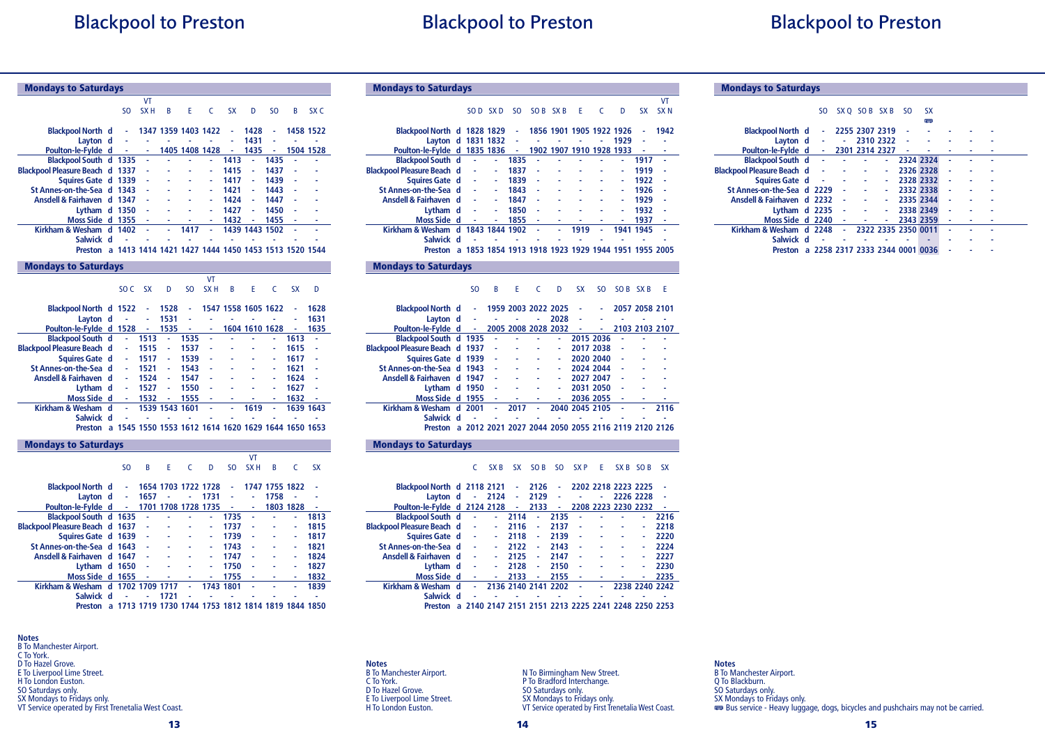# Blackpool to Preston

## Mondays to Saturdays

| | | SO | VT SX H | B | E | C | SX | D | SO | B | SX C |
|---|---|---|---|---|---|---|---|---|---|---|---|
| Blackpool North | d | - | 1347 | 1359 | 1403 | 1422 | - | 1428 | - | 1458 | 1522 |
| Layton | d | - | - | - | - | - | - | 1431 | - | - | - |
| Poulton-le-Fylde | d | - | - | 1405 | 1408 | 1428 | - | 1435 | - | 1504 | 1528 |
| Blackpool South | d | 1335 | - | - | - | - | 1413 | - | 1435 | - | - |
| Blackpool Pleasure Beach | d | 1337 | - | - | - | - | 1415 | - | 1437 | - | - |
| Squires Gate | d | 1339 | - | - | - | - | 1417 | - | 1439 | - | - |
| St Annes-on-the-Sea | d | 1343 | - | - | - | - | 1421 | - | 1443 | - | - |
| Ansdell & Fairhaven | d | 1347 | - | - | - | - | 1424 | - | 1447 | - | - |
| Lytham | d | 1350 | - | - | - | - | 1427 | - | 1450 | - | - |
| Moss Side | d | 1355 | - | - | - | - | 1432 | - | 1455 | - | - |
| Kirkham & Wesham | d | 1402 | - | - | 1417 | - | 1439 | 1443 | 1502 | - | - |
| Salwick | d | - | - | - | - | - | - | - | - | - | - |
| Preston | a | 1413 | 1414 | 1421 | 1427 | 1444 | 1450 | 1453 | 1513 | 1520 | 1544 |

## Mondays to Saturdays

| | | SO C | SX | D | SO | VT SX H | B | E | C | SX | D |
|---|---|---|---|---|---|---|---|---|---|---|---|
| Blackpool North | d | 1522 | - | 1528 | - | 1547 | 1558 | 1605 | 1622 | - | 1628 |
| Layton | d | - | - | 1531 | - | - | - | - | - | - | 1631 |
| Poulton-le-Fylde | d | 1528 | - | 1535 | - | - | 1604 | 1610 | 1628 | - | 1635 |
| Blackpool South | d | - | 1513 | - | 1535 | - | - | - | - | 1613 | - |
| Blackpool Pleasure Beach | d | - | 1515 | - | 1537 | - | - | - | - | 1615 | - |
| Squires Gate | d | - | 1517 | - | 1539 | - | - | - | - | 1617 | - |
| St Annes-on-the-Sea | d | - | 1521 | - | 1543 | - | - | - | - | 1621 | - |
| Ansdell & Fairhaven | d | - | 1524 | - | 1547 | - | - | - | - | 1624 | - |
| Lytham | d | - | 1527 | - | 1550 | - | - | - | - | 1627 | - |
| Moss Side | d | - | 1532 | - | 1555 | - | - | - | - | 1632 | - |
| Kirkham & Wesham | d | - | 1539 | 1543 | 1601 | - | - | 1619 | - | 1639 | 1643 |
| Salwick | d | - | - | - | - | - | - | - | - | - | - |
| Preston | a | 1545 | 1550 | 1553 | 1612 | 1614 | 1620 | 1629 | 1644 | 1650 | 1653 |

## Mondays to Saturdays

| | | SO | B | E | C | D | SO | VT SX H | B | C | SX |
|---|---|---|---|---|---|---|---|---|---|---|---|
| Blackpool North | d | - | 1654 | 1703 | 1722 | 1728 | - | 1747 | 1755 | 1822 | - |
| Layton | d | - | 1657 | - | - | 1731 | - | - | 1758 | - | - |
| Poulton-le-Fylde | d | - | 1701 | 1708 | 1728 | 1735 | - | - | 1803 | 1828 | - |
| Blackpool South | d | 1635 | - | - | - | - | 1735 | - | - | - | 1813 |
| Blackpool Pleasure Beach | d | 1637 | - | - | - | - | 1737 | - | - | - | 1815 |
| Squires Gate | d | 1639 | - | - | - | - | 1739 | - | - | - | 1817 |
| St Annes-on-the-Sea | d | 1643 | - | - | - | - | 1743 | - | - | - | 1821 |
| Ansdell & Fairhaven | d | 1647 | - | - | - | - | 1747 | - | - | - | 1824 |
| Lytham | d | 1650 | - | - | - | - | 1750 | - | - | - | 1827 |
| Moss Side | d | 1655 | - | - | - | - | 1755 | - | - | - | 1832 |
| Kirkham & Wesham | d | 1702 | 1709 | 1717 | - | 1743 | 1801 | - | - | - | 1839 |
| Salwick | d | - | - | 1721 | - | - | - | - | - | - | - |
| Preston | a | 1713 | 1719 | 1730 | 1744 | 1753 | 1812 | 1814 | 1819 | 1844 | 1850 |

**Notes**
B To Manchester Airport.
C To York.
D To Hazel Grove.
E To Liverpool Lime Street.
H To London Euston.
SO Saturdays only.
SX Mondays to Fridays only.
VT Service operated by First Trenetalia West Coast.

# Blackpool to Preston

## Mondays to Saturdays

| | | SO D | SX D | SO | SO B | SX B | E | C | D | SX | VT SX N |
|---|---|---|---|---|---|---|---|---|---|---|---|
| Blackpool North | d | 1828 | 1829 | - | 1856 | 1901 | 1905 | 1922 | 1926 | - | 1942 |
| Layton | d | 1831 | 1832 | - | - | - | - | - | 1929 | - | - |
| Poulton-le-Fylde | d | 1835 | 1836 | - | 1902 | 1907 | 1910 | 1928 | 1933 | - | - |
| Blackpool South | d | - | - | 1835 | - | - | - | - | - | 1917 | - |
| Blackpool Pleasure Beach | d | - | - | 1837 | - | - | - | - | - | 1919 | - |
| Squires Gate | d | - | - | 1839 | - | - | - | - | - | 1922 | - |
| St Annes-on-the-Sea | d | - | - | 1843 | - | - | - | - | - | 1926 | - |
| Ansdell & Fairhaven | d | - | - | 1847 | - | - | - | - | - | 1929 | - |
| Lytham | d | - | - | 1850 | - | - | - | - | - | 1932 | - |
| Moss Side | d | - | - | 1855 | - | - | - | - | - | 1937 | - |
| Kirkham & Wesham | d | 1843 | 1844 | 1902 | - | - | 1919 | - | 1941 | 1945 | - |
| Salwick | d | - | - | - | - | - | - | - | - | - | - |
| Preston | a | 1853 | 1854 | 1913 | 1918 | 1923 | 1929 | 1944 | 1951 | 1955 | 2005 |

## Mondays to Saturdays

| | | SO | B | E | C | D | SX | SO | SO B | SX B | E |
|---|---|---|---|---|---|---|---|---|---|---|---|
| Blackpool North | d | - | 1959 | 2003 | 2022 | 2025 | - | - | 2057 | 2058 | 2101 |
| Layton | d | - | - | - | - | 2028 | - | - | - | - | - |
| Poulton-le-Fylde | d | - | 2005 | 2008 | 2028 | 2032 | - | - | 2103 | 2103 | 2107 |
| Blackpool South | d | 1935 | - | - | - | - | 2015 | 2036 | - | - | - |
| Blackpool Pleasure Beach | d | 1937 | - | - | - | - | 2017 | 2038 | - | - | - |
| Squires Gate | d | 1939 | - | - | - | - | 2020 | 2040 | - | - | - |
| St Annes-on-the-Sea | d | 1943 | - | - | - | - | 2024 | 2044 | - | - | - |
| Ansdell & Fairhaven | d | 1947 | - | - | - | - | 2027 | 2047 | - | - | - |
| Lytham | d | 1950 | - | - | - | - | 2031 | 2050 | - | - | - |
| Moss Side | d | 1955 | - | - | - | - | 2036 | 2055 | - | - | - |
| Kirkham & Wesham | d | 2001 | - | 2017 | - | 2040 | 2045 | 2105 | - | - | 2116 |
| Salwick | d | - | - | - | - | - | - | - | - | - | - |
| Preston | a | 2012 | 2021 | 2027 | 2044 | 2050 | 2055 | 2116 | 2119 | 2120 | 2126 |

## Mondays to Saturdays

| | | C | SX B | SX | SO B | SO | SX P | E | SX B | SO B | SX |
|---|---|---|---|---|---|---|---|---|---|---|---|
| Blackpool North | d | 2118 | 2121 | - | 2126 | - | 2202 | 2218 | 2223 | 2225 | - |
| Layton | d | - | 2124 | - | 2129 | - | - | - | 2226 | 2228 | - |
| Poulton-le-Fylde | d | 2124 | 2128 | - | 2133 | - | 2208 | 2223 | 2230 | 2232 | - |
| Blackpool South | d | - | - | 2114 | - | 2135 | - | - | - | - | 2216 |
| Blackpool Pleasure Beach | d | - | - | 2116 | - | 2137 | - | - | - | - | 2218 |
| Squires Gate | d | - | - | 2118 | - | 2139 | - | - | - | - | 2220 |
| St Annes-on-the-Sea | d | - | - | 2122 | - | 2143 | - | - | - | - | 2224 |
| Ansdell & Fairhaven | d | - | - | 2125 | - | 2147 | - | - | - | - | 2227 |
| Lytham | d | - | - | 2128 | - | 2150 | - | - | - | - | 2230 |
| Moss Side | d | - | - | 2133 | - | 2155 | - | - | - | - | 2235 |
| Kirkham & Wesham | d | - | 2136 | 2140 | 2141 | 2202 | - | - | 2238 | 2240 | 2242 |
| Salwick | d | - | - | - | - | - | - | - | - | - | - |
| Preston | a | 2140 | 2147 | 2151 | 2151 | 2213 | 2225 | 2241 | 2248 | 2250 | 2253 |

**Notes**
B To Manchester Airport.
C To York.
D To Hazel Grove.
E To Liverpool Lime Street.
H To London Euston.
N To Birmingham New Street.
P To Bradford Interchange.
SO Saturdays only.
SX Mondays to Fridays only.
VT Service operated by First Trenetalia West Coast.

# Blackpool to Preston

## Mondays to Saturdays

| | | SO | SX Q | SO B | SX B | SO | SX (Bus) | | | |
|---|---|---|---|---|---|---|---|---|---|---|
| Blackpool North | d | - | 2255 | 2307 | 2319 | - | - | - | - | - |
| Layton | d | - | - | 2310 | 2322 | - | - | - | - | - |
| Poulton-le-Fylde | d | - | 2301 | 2314 | 2327 | - | - | - | - | - |
| Blackpool South | d | - | - | - | - | 2324 | 2324 | - | - | - |
| Blackpool Pleasure Beach | d | - | - | - | - | 2326 | 2328 | - | - | - |
| Squires Gate | d | - | - | - | - | 2328 | 2332 | - | - | - |
| St Annes-on-the-Sea | d | 2229 | - | - | - | 2332 | 2338 | - | - | - |
| Ansdell & Fairhaven | d | 2232 | - | - | - | 2335 | 2344 | - | - | - |
| Lytham | d | 2235 | - | - | - | 2338 | 2349 | - | - | - |
| Moss Side | d | 2240 | - | - | - | 2343 | 2359 | - | - | - |
| Kirkham & Wesham | d | 2248 | - | 2322 | 2335 | 2350 | 0011 | - | - | - |
| Salwick | d | - | - | - | - | - | - | - | - | - |
| Preston | a | 2258 | 2317 | 2333 | 2344 | 0001 | 0036 | - | - | - |

**Notes**
B To Manchester Airport.
Q To Blackburn.
SO Saturdays only.
SX Mondays to Fridays only.
Bus service - Heavy luggage, dogs, bicycles and pushchairs may not be carried.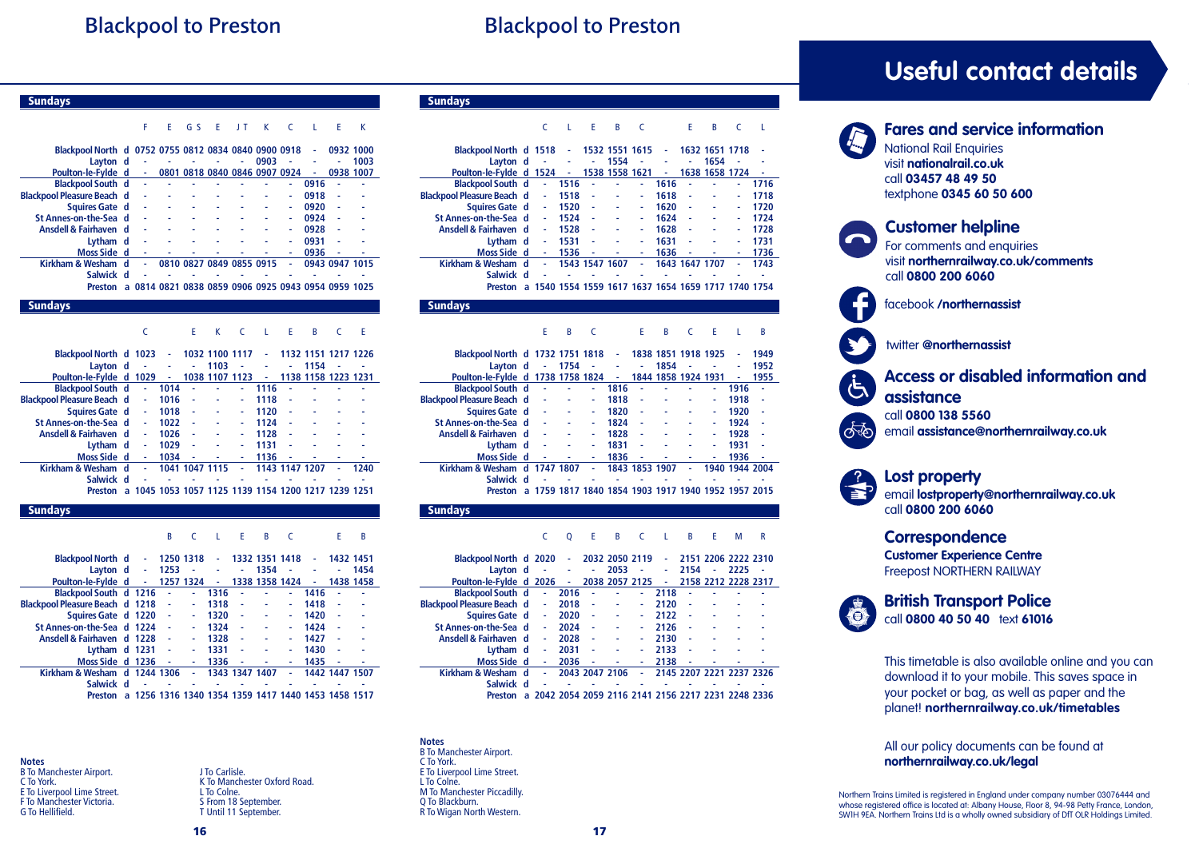# Blackpool to Preston

## Sundays

| | | F | E | G S | E | J T | K | C | L | E | K |
|---|---|---|---|---|---|---|---|---|---|---|---|
| Blackpool North | d | 0752 | 0755 | 0812 | 0834 | 0840 | 0900 | 0918 | - | 0932 | 1000 |
| Layton | d | - | - | - | - | - | 0903 | - | - | - | 1003 |
| Poulton-le-Fylde | d | - | 0801 | 0818 | 0840 | 0846 | 0907 | 0924 | - | 0938 | 1007 |
| Blackpool South | d | - | - | - | - | - | - | - | 0916 | - | - |
| Blackpool Pleasure Beach | d | - | - | - | - | - | - | - | 0918 | - | - |
| Squires Gate | d | - | - | - | - | - | - | - | 0920 | - | - |
| St Annes-on-the-Sea | d | - | - | - | - | - | - | - | 0924 | - | - |
| Ansdell & Fairhaven | d | - | - | - | - | - | - | - | 0928 | - | - |
| Lytham | d | - | - | - | - | - | - | - | 0931 | - | - |
| Moss Side | d | - | - | - | - | - | - | - | 0936 | - | - |
| Kirkham & Wesham | d | - | 0810 | 0827 | 0849 | 0855 | 0915 | - | 0943 | 0947 | 1015 |
| Salwick | d | - | - | - | - | - | - | - | - | - | - |
| Preston | a | 0814 | 0821 | 0838 | 0859 | 0906 | 0925 | 0943 | 0954 | 0959 | 1025 |

## Sundays

| | | C | | E | K | C | L | E | B | C | E |
|---|---|---|---|---|---|---|---|---|---|---|---|
| Blackpool North | d | 1023 | - | 1032 | 1100 | 1117 | - | 1132 | 1151 | 1217 | 1226 |
| Layton | d | - | - | - | 1103 | - | - | - | 1154 | - | - |
| Poulton-le-Fylde | d | 1029 | - | 1038 | 1107 | 1123 | - | 1138 | 1158 | 1223 | 1231 |
| Blackpool South | d | - | 1014 | - | - | - | 1116 | - | - | - | - |
| Blackpool Pleasure Beach | d | - | 1016 | - | - | - | 1118 | - | - | - | - |
| Squires Gate | d | - | 1018 | - | - | - | 1120 | - | - | - | - |
| St Annes-on-the-Sea | d | - | 1022 | - | - | - | 1124 | - | - | - | - |
| Ansdell & Fairhaven | d | - | 1026 | - | - | - | 1128 | - | - | - | - |
| Lytham | d | - | 1029 | - | - | - | 1131 | - | - | - | - |
| Moss Side | d | - | 1034 | - | - | - | 1136 | - | - | - | - |
| Kirkham & Wesham | d | - | 1041 | 1047 | 1115 | - | 1143 | 1147 | 1207 | - | 1240 |
| Salwick | d | - | - | - | - | - | - | - | - | - | - |
| Preston | a | 1045 | 1053 | 1057 | 1125 | 1139 | 1154 | 1200 | 1217 | 1239 | 1251 |

## Sundays

| | | | B | C | L | E | B | C | | E | B |
|---|---|---|---|---|---|---|---|---|---|---|---|
| Blackpool North | d | - | 1250 | 1318 | - | 1332 | 1351 | 1418 | - | 1432 | 1451 |
| Layton | d | - | 1253 | - | - | - | 1354 | - | - | - | 1454 |
| Poulton-le-Fylde | d | - | 1257 | 1324 | - | 1338 | 1358 | 1424 | - | 1438 | 1458 |
| Blackpool South | d | 1216 | - | - | 1316 | - | - | - | 1416 | - | - |
| Blackpool Pleasure Beach | d | 1218 | - | - | 1318 | - | - | - | 1418 | - | - |
| Squires Gate | d | 1220 | - | - | 1320 | - | - | - | 1420 | - | - |
| St Annes-on-the-Sea | d | 1224 | - | - | 1324 | - | - | - | 1424 | - | - |
| Ansdell & Fairhaven | d | 1228 | - | - | 1328 | - | - | - | 1427 | - | - |
| Lytham | d | 1231 | - | - | 1331 | - | - | - | 1430 | - | - |
| Moss Side | d | 1236 | - | - | 1336 | - | - | - | 1435 | - | - |
| Kirkham & Wesham | d | 1244 | 1306 | - | 1343 | 1347 | 1407 | - | 1442 | 1447 | 1507 |
| Salwick | d | - | - | - | - | - | - | - | - | - | - |
| Preston | a | 1256 | 1316 | 1340 | 1354 | 1359 | 1417 | 1440 | 1453 | 1458 | 1517 |

**Notes**

B To Manchester Airport.
C To York.
E To Liverpool Lime Street.
F To Manchester Victoria.
G To Hellifield.
J To Carlisle.
K To Manchester Oxford Road.
L To Colne.
S From 18 September.
T Until 11 September.

# Blackpool to Preston

## Sundays

| | | C | L | E | B | C | | E | B | C | L |
|---|---|---|---|---|---|---|---|---|---|---|---|
| Blackpool North | d | 1518 | - | 1532 | 1551 | 1615 | - | 1632 | 1651 | 1718 | - |
| Layton | d | - | - | - | 1554 | - | - | - | 1654 | - | - |
| Poulton-le-Fylde | d | 1524 | - | 1538 | 1558 | 1621 | - | 1638 | 1658 | 1724 | - |
| Blackpool South | d | - | 1516 | - | - | - | 1616 | - | - | - | 1716 |
| Blackpool Pleasure Beach | d | - | 1518 | - | - | - | 1618 | - | - | - | 1718 |
| Squires Gate | d | - | 1520 | - | - | - | 1620 | - | - | - | 1720 |
| St Annes-on-the-Sea | d | - | 1524 | - | - | - | 1624 | - | - | - | 1724 |
| Ansdell & Fairhaven | d | - | 1528 | - | - | - | 1628 | - | - | - | 1728 |
| Lytham | d | - | 1531 | - | - | - | 1631 | - | - | - | 1731 |
| Moss Side | d | - | 1536 | - | - | - | 1636 | - | - | - | 1736 |
| Kirkham & Wesham | d | - | 1543 | 1547 | 1607 | - | 1643 | 1647 | 1707 | - | 1743 |
| Salwick | d | - | - | - | - | - | - | - | - | - | - |
| Preston | a | 1540 | 1554 | 1559 | 1617 | 1637 | 1654 | 1659 | 1717 | 1740 | 1754 |

## Sundays

| | | E | B | C | | E | B | C | E | L | B |
|---|---|---|---|---|---|---|---|---|---|---|---|
| Blackpool North | d | 1732 | 1751 | 1818 | - | 1838 | 1851 | 1918 | 1925 | - | 1949 |
| Layton | d | - | 1754 | - | - | - | 1854 | - | - | - | 1952 |
| Poulton-le-Fylde | d | 1738 | 1758 | 1824 | - | 1844 | 1858 | 1924 | 1931 | - | 1955 |
| Blackpool South | d | - | - | - | 1816 | - | - | - | - | 1916 | - |
| Blackpool Pleasure Beach | d | - | - | - | 1818 | - | - | - | - | 1918 | - |
| Squires Gate | d | - | - | - | 1820 | - | - | - | - | 1920 | - |
| St Annes-on-the-Sea | d | - | - | - | 1824 | - | - | - | - | 1924 | - |
| Ansdell & Fairhaven | d | - | - | - | 1828 | - | - | - | - | 1928 | - |
| Lytham | d | - | - | - | 1831 | - | - | - | - | 1931 | - |
| Moss Side | d | - | - | - | 1836 | - | - | - | - | 1936 | - |
| Kirkham & Wesham | d | 1747 | 1807 | - | 1843 | 1853 | 1907 | - | 1940 | 1944 | 2004 |
| Salwick | d | - | - | - | - | - | - | - | - | - | - |
| Preston | a | 1759 | 1817 | 1840 | 1854 | 1903 | 1917 | 1940 | 1952 | 1957 | 2015 |

## Sundays

| | | C | Q | E | B | C | L | B | E | M | R |
|---|---|---|---|---|---|---|---|---|---|---|---|
| Blackpool North | d | 2020 | - | 2032 | 2050 | 2119 | - | 2151 | 2206 | 2222 | 2310 |
| Layton | d | - | - | - | 2053 | - | - | 2154 | - | 2225 | - |
| Poulton-le-Fylde | d | 2026 | - | 2038 | 2057 | 2125 | - | 2158 | 2212 | 2228 | 2317 |
| Blackpool South | d | - | 2016 | - | - | - | 2118 | - | - | - | - |
| Blackpool Pleasure Beach | d | - | 2018 | - | - | - | 2120 | - | - | - | - |
| Squires Gate | d | - | 2020 | - | - | - | 2122 | - | - | - | - |
| St Annes-on-the-Sea | d | - | 2024 | - | - | - | 2126 | - | - | - | - |
| Ansdell & Fairhaven | d | - | 2028 | - | - | - | 2130 | - | - | - | - |
| Lytham | d | - | 2031 | - | - | - | 2133 | - | - | - | - |
| Moss Side | d | - | 2036 | - | - | - | 2138 | - | - | - | - |
| Kirkham & Wesham | d | - | 2043 | 2047 | 2106 | - | 2145 | 2207 | 2221 | 2237 | 2326 |
| Salwick | d | - | - | - | - | - | - | - | - | - | - |
| Preston | a | 2042 | 2054 | 2059 | 2116 | 2141 | 2156 | 2217 | 2231 | 2248 | 2336 |

**Notes**

B To Manchester Airport.
C To York.
E To Liverpool Lime Street.
L To Colne.
M To Manchester Piccadilly.
Q To Blackburn.
R To Wigan North Western.

# Useful contact details

## Fares and service information

National Rail Enquiries
visit **nationalrail.co.uk**
call **03457 48 49 50**
textphone **0345 60 50 600**

## Customer helpline

For comments and enquiries
visit **northernrailway.co.uk/comments**
call **0800 200 6060**

facebook **/northernassist**

twitter **@northernassist**

## Access or disabled information and assistance

call **0800 138 5560**
email **assistance@northernrailway.co.uk**

## Lost property

email **lostproperty@northernrailway.co.uk**
call **0800 200 6060**

## Correspondence

**Customer Experience Centre**
Freepost NORTHERN RAILWAY

## British Transport Police

call **0800 40 50 40** text **61016**

This timetable is also available online and you can download it to your mobile. This saves space in your pocket or bag, as well as paper and the planet! **northernrailway.co.uk/timetables**

All our policy documents can be found at **northernrailway.co.uk/legal**

Northern Trains Limited is registered in England under company number 03076444 and whose registered office is located at: Albany House, Floor 8, 94-98 Petty France, London, SW1H 9EA. Northern Trains Ltd is a wholly owned subsidiary of DfT OLR Holdings Limited.